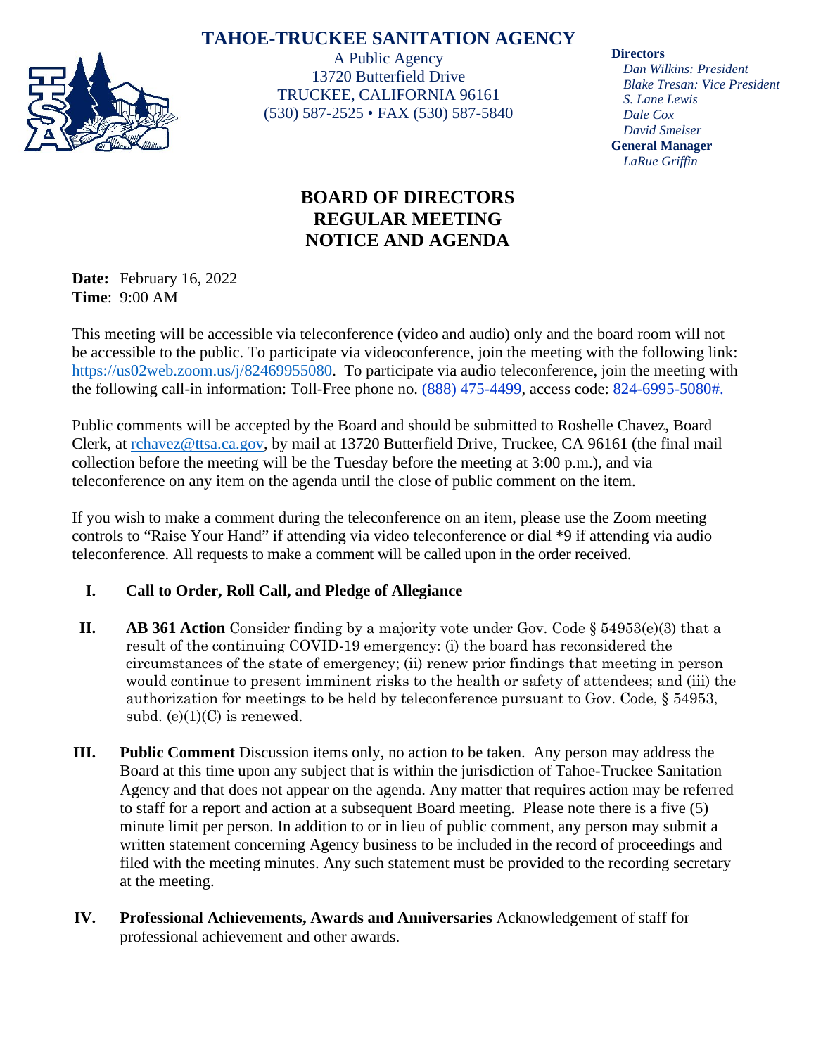# TAHOE-TRUCKEE SANITATION AGENCY

A Public Agency
13720 Butterfield Drive
TRUCKEE, CALIFORNIA 96161
(530) 587-2525 • FAX (530) 587-5840

**Directors**
*Dan Wilkins: President*
*Blake Tresan: Vice President*
*S. Lane Lewis*
*Dale Cox*
*David Smelser*

**General Manager**
*LaRue Griffin*

## BOARD OF DIRECTORS
## REGULAR MEETING
## NOTICE AND AGENDA

**Date:** February 16, 2022
**Time**: 9:00 AM

This meeting will be accessible via teleconference (video and audio) only and the board room will not be accessible to the public. To participate via videoconference, join the meeting with the following link: https://us02web.zoom.us/j/82469955080. To participate via audio teleconference, join the meeting with the following call-in information: Toll-Free phone no. (888) 475-4499, access code: 824-6995-5080#.

Public comments will be accepted by the Board and should be submitted to Roshelle Chavez, Board Clerk, at rchavez@ttsa.ca.gov, by mail at 13720 Butterfield Drive, Truckee, CA 96161 (the final mail collection before the meeting will be the Tuesday before the meeting at 3:00 p.m.), and via teleconference on any item on the agenda until the close of public comment on the item.

If you wish to make a comment during the teleconference on an item, please use the Zoom meeting controls to "Raise Your Hand" if attending via video teleconference or dial *9 if attending via audio teleconference. All requests to make a comment will be called upon in the order received.

**I. Call to Order, Roll Call, and Pledge of Allegiance**

**II. AB 361 Action** Consider finding by a majority vote under Gov. Code § 54953(e)(3) that a result of the continuing COVID-19 emergency: (i) the board has reconsidered the circumstances of the state of emergency; (ii) renew prior findings that meeting in person would continue to present imminent risks to the health or safety of attendees; and (iii) the authorization for meetings to be held by teleconference pursuant to Gov. Code, § 54953, subd. (e)(1)(C) is renewed.

**III. Public Comment** Discussion items only, no action to be taken. Any person may address the Board at this time upon any subject that is within the jurisdiction of Tahoe-Truckee Sanitation Agency and that does not appear on the agenda. Any matter that requires action may be referred to staff for a report and action at a subsequent Board meeting. Please note there is a five (5) minute limit per person. In addition to or in lieu of public comment, any person may submit a written statement concerning Agency business to be included in the record of proceedings and filed with the meeting minutes. Any such statement must be provided to the recording secretary at the meeting.

**IV. Professional Achievements, Awards and Anniversaries** Acknowledgement of staff for professional achievement and other awards.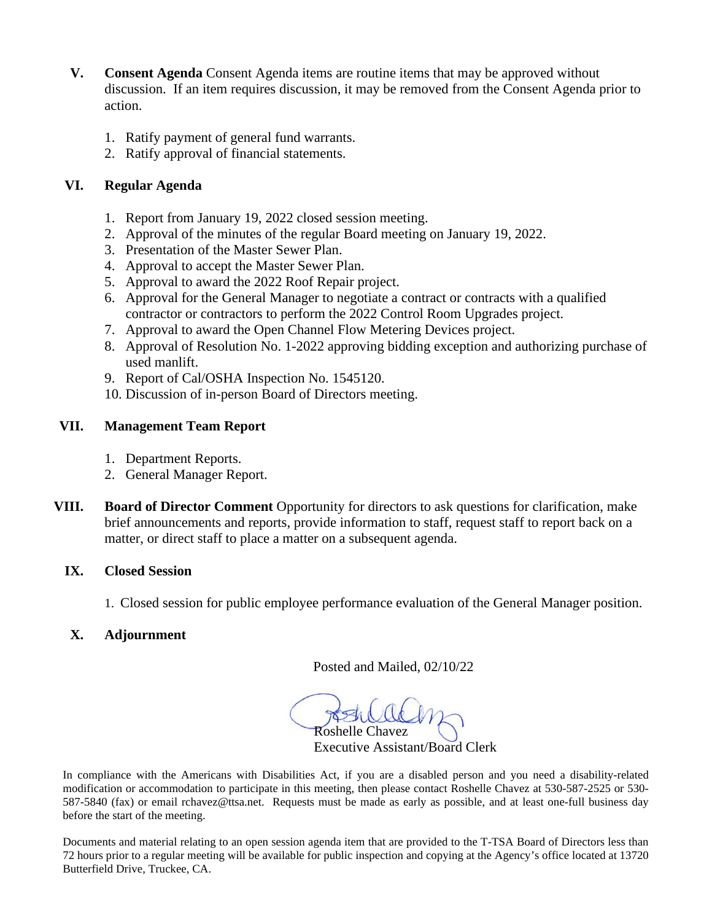**V. Consent Agenda** Consent Agenda items are routine items that may be approved without discussion. If an item requires discussion, it may be removed from the Consent Agenda prior to action.

1. Ratify payment of general fund warrants.
2. Ratify approval of financial statements.

**VI. Regular Agenda**

1. Report from January 19, 2022 closed session meeting.
2. Approval of the minutes of the regular Board meeting on January 19, 2022.
3. Presentation of the Master Sewer Plan.
4. Approval to accept the Master Sewer Plan.
5. Approval to award the 2022 Roof Repair project.
6. Approval for the General Manager to negotiate a contract or contracts with a qualified contractor or contractors to perform the 2022 Control Room Upgrades project.
7. Approval to award the Open Channel Flow Metering Devices project.
8. Approval of Resolution No. 1-2022 approving bidding exception and authorizing purchase of used manlift.
9. Report of Cal/OSHA Inspection No. 1545120.
10. Discussion of in-person Board of Directors meeting.

**VII. Management Team Report**

1. Department Reports.
2. General Manager Report.

**VIII. Board of Director Comment** Opportunity for directors to ask questions for clarification, make brief announcements and reports, provide information to staff, request staff to report back on a matter, or direct staff to place a matter on a subsequent agenda.

**IX. Closed Session**

1. Closed session for public employee performance evaluation of the General Manager position.

**X. Adjournment**

Posted and Mailed, 02/10/22

Roshelle Chavez
Executive Assistant/Board Clerk

In compliance with the Americans with Disabilities Act, if you are a disabled person and you need a disability-related modification or accommodation to participate in this meeting, then please contact Roshelle Chavez at 530-587-2525 or 530-587-5840 (fax) or email rchavez@ttsa.net. Requests must be made as early as possible, and at least one-full business day before the start of the meeting.

Documents and material relating to an open session agenda item that are provided to the T-TSA Board of Directors less than 72 hours prior to a regular meeting will be available for public inspection and copying at the Agency's office located at 13720 Butterfield Drive, Truckee, CA.